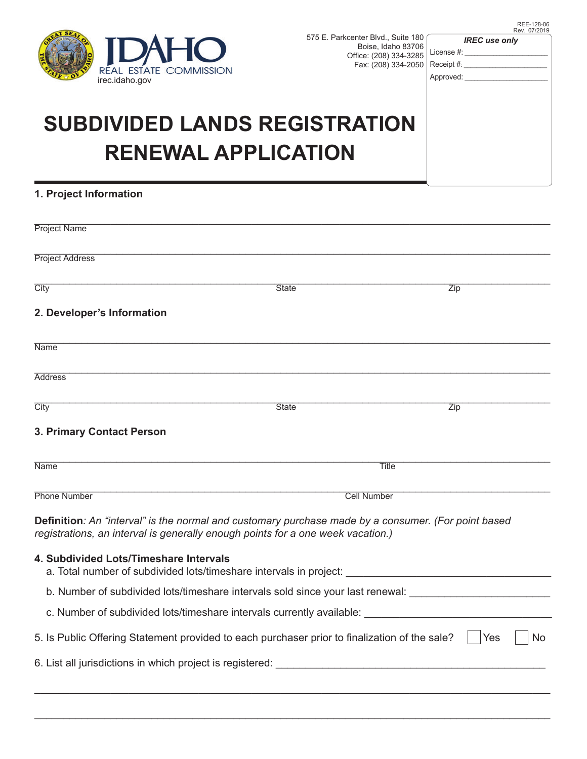REE-128-06
Rev. 07/2019

IDAHO REAL ESTATE COMMISSION
irec.idaho.gov

575 E. Parkcenter Blvd., Suite 180
Boise, Idaho 83706
Office: (208) 334-3285
Fax: (208) 334-2050

***IREC use only***
License #: ____________________
Receipt #: ____________________
Approved: ____________________

# SUBDIVIDED LANDS REGISTRATION RENEWAL APPLICATION

## 1. Project Information

Project Name: ______________________________

Project Address: ______________________________

City: ______________ State: ______________ Zip: ______________

## 2. Developer's Information

Name: ______________________________

Address: ______________________________

City: ______________ State: ______________ Zip: ______________

## 3. Primary Contact Person

Name: ______________________________ Title: ______________________________

Phone Number: ______________________________ Cell Number: ______________________________

**Definition***: An "interval" is the normal and customary purchase made by a consumer. (For point based registrations, an interval is generally enough points for a one week vacation.)*

## 4. Subdivided Lots/Timeshare Intervals

a. Total number of subdivided lots/timeshare intervals in project: ______________________________

b. Number of subdivided lots/timeshare intervals sold since your last renewal: ______________________________

c. Number of subdivided lots/timeshare intervals currently available: ______________________________

5. Is Public Offering Statement provided to each purchaser prior to finalization of the sale? ☐ Yes ☐ No

6. List all jurisdictions in which project is registered: ______________________________

______________________________

______________________________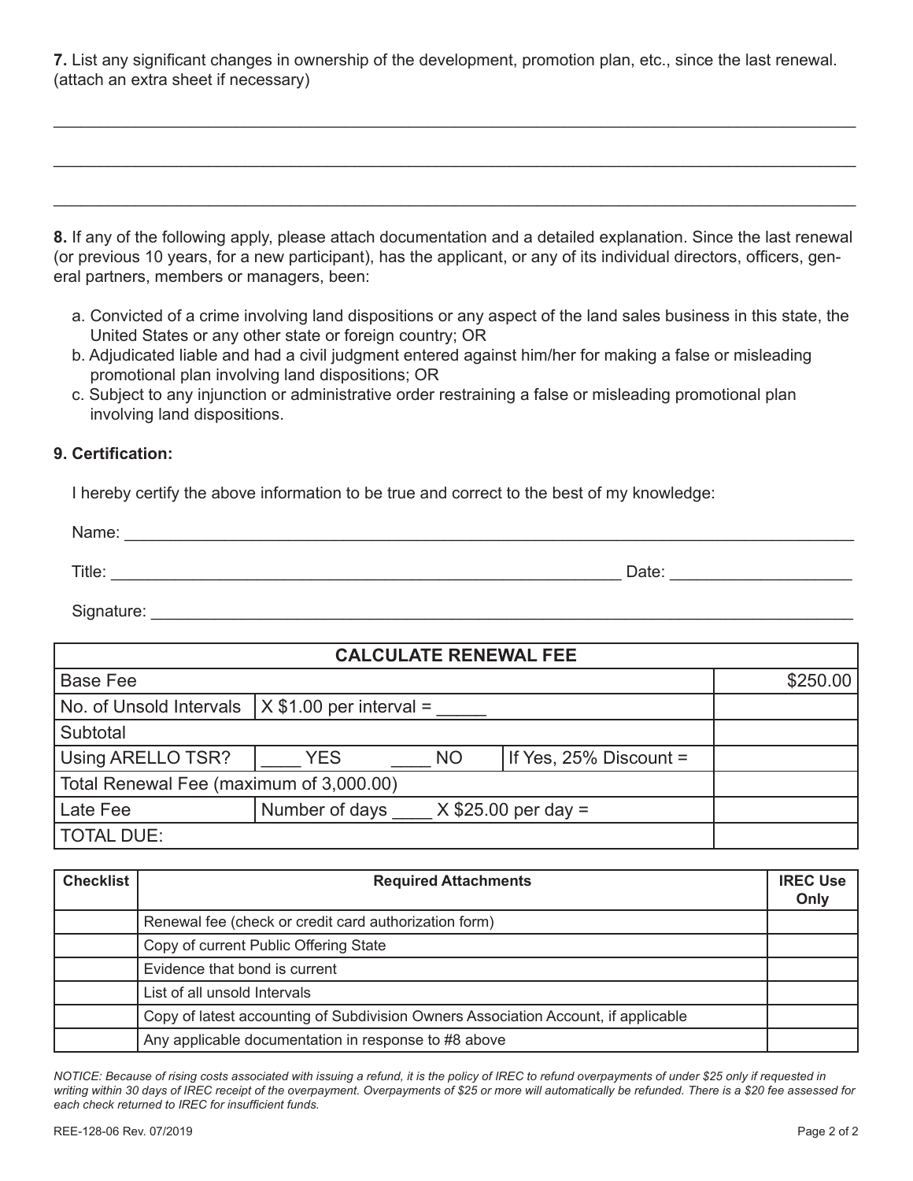**7.** List any significant changes in ownership of the development, promotion plan, etc., since the last renewal. (attach an extra sheet if necessary)

\_\_\_\_\_\_\_\_\_\_\_\_\_\_\_\_\_\_\_\_\_\_\_\_\_\_\_\_\_\_\_\_\_\_\_\_\_\_\_\_\_\_\_\_\_\_\_\_\_\_\_\_\_\_\_\_\_\_\_\_\_\_\_\_\_\_\_\_\_\_\_\_\_\_\_\_

\_\_\_\_\_\_\_\_\_\_\_\_\_\_\_\_\_\_\_\_\_\_\_\_\_\_\_\_\_\_\_\_\_\_\_\_\_\_\_\_\_\_\_\_\_\_\_\_\_\_\_\_\_\_\_\_\_\_\_\_\_\_\_\_\_\_\_\_\_\_\_\_\_\_\_\_

\_\_\_\_\_\_\_\_\_\_\_\_\_\_\_\_\_\_\_\_\_\_\_\_\_\_\_\_\_\_\_\_\_\_\_\_\_\_\_\_\_\_\_\_\_\_\_\_\_\_\_\_\_\_\_\_\_\_\_\_\_\_\_\_\_\_\_\_\_\_\_\_\_\_\_\_

**8.** If any of the following apply, please attach documentation and a detailed explanation. Since the last renewal (or previous 10 years, for a new participant), has the applicant, or any of its individual directors, officers, general partners, members or managers, been:

a. Convicted of a crime involving land dispositions or any aspect of the land sales business in this state, the United States or any other state or foreign country; OR
b. Adjudicated liable and had a civil judgment entered against him/her for making a false or misleading promotional plan involving land dispositions; OR
c. Subject to any injunction or administrative order restraining a false or misleading promotional plan involving land dispositions.

**9. Certification:**

I hereby certify the above information to be true and correct to the best of my knowledge:

Name: \_\_\_\_\_\_\_\_\_\_\_\_\_\_\_\_\_\_\_\_\_\_\_\_\_\_\_\_\_\_\_\_\_\_\_\_\_\_\_\_\_\_\_\_\_\_\_\_\_\_\_\_\_\_\_\_\_\_\_\_\_\_\_\_\_\_

Title: \_\_\_\_\_\_\_\_\_\_\_\_\_\_\_\_\_\_\_\_\_\_\_\_\_\_\_\_\_\_\_\_\_\_\_\_\_\_\_\_\_\_\_\_ Date: \_\_\_\_\_\_\_\_\_\_\_\_\_\_\_\_\_\_

Signature: \_\_\_\_\_\_\_\_\_\_\_\_\_\_\_\_\_\_\_\_\_\_\_\_\_\_\_\_\_\_\_\_\_\_\_\_\_\_\_\_\_\_\_\_\_\_\_\_\_\_\_\_\_\_\_\_\_\_\_\_\_\_\_\_

| CALCULATE RENEWAL FEE | | | |
|---|---|---|---|
| Base Fee | | | $250.00 |
| No. of Unsold Intervals | X $1.00 per interval = \_\_\_\_\_ | | |
| Subtotal | | | |
| Using ARELLO TSR? | \_\_\_\_ YES \_\_\_\_ NO | If Yes, 25% Discount = | |
| Total Renewal Fee (maximum of 3,000.00) | | | |
| Late Fee | Number of days \_\_\_\_ X $25.00 per day = | | |
| TOTAL DUE: | | | |

| Checklist | Required Attachments | IREC Use Only |
|---|---|---|
| | Renewal fee (check or credit card authorization form) | |
| | Copy of current Public Offering State | |
| | Evidence that bond is current | |
| | List of all unsold Intervals | |
| | Copy of latest accounting of Subdivision Owners Association Account, if applicable | |
| | Any applicable documentation in response to #8 above | |

*NOTICE: Because of rising costs associated with issuing a refund, it is the policy of IREC to refund overpayments of under $25 only if requested in writing within 30 days of IREC receipt of the overpayment. Overpayments of $25 or more will automatically be refunded. There is a $20 fee assessed for each check returned to IREC for insufficient funds.*

REE-128-06 Rev. 07/2019